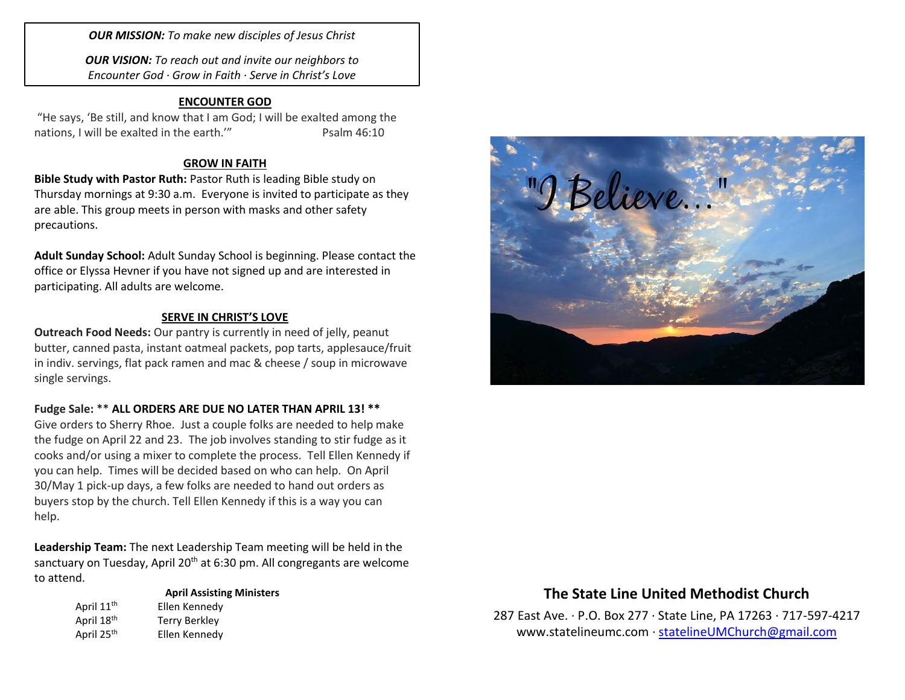***OUR MISSION:*** *To make new disciples of Jesus Christ*

***OUR VISION:*** *To reach out and invite our neighbors to Encounter God · Grow in Faith · Serve in Christ's Love*

## ENCOUNTER GOD

"He says, 'Be still, and know that I am God; I will be exalted among the nations, I will be exalted in the earth.'" Psalm 46:10

## GROW IN FAITH

**Bible Study with Pastor Ruth:** Pastor Ruth is leading Bible study on Thursday mornings at 9:30 a.m. Everyone is invited to participate as they are able. This group meets in person with masks and other safety precautions.

**Adult Sunday School:** Adult Sunday School is beginning. Please contact the office or Elyssa Hevner if you have not signed up and are interested in participating. All adults are welcome.

## SERVE IN CHRIST'S LOVE

**Outreach Food Needs:** Our pantry is currently in need of jelly, peanut butter, canned pasta, instant oatmeal packets, pop tarts, applesauce/fruit in indiv. servings, flat pack ramen and mac & cheese / soup in microwave single servings.

**Fudge Sale:** ** **ALL ORDERS ARE DUE NO LATER THAN APRIL 13! ****
Give orders to Sherry Rhoe. Just a couple folks are needed to help make the fudge on April 22 and 23. The job involves standing to stir fudge as it cooks and/or using a mixer to complete the process. Tell Ellen Kennedy if you can help. Times will be decided based on who can help. On April 30/May 1 pick-up days, a few folks are needed to hand out orders as buyers stop by the church. Tell Ellen Kennedy if this is a way you can help.

**Leadership Team:** The next Leadership Team meeting will be held in the sanctuary on Tuesday, April 20th at 6:30 pm. All congregants are welcome to attend.

**April Assisting Ministers**

| | |
|---|---|
| April 11th | Ellen Kennedy |
| April 18th | Terry Berkley |
| April 25th | Ellen Kennedy |

"I Believe..."

## The State Line United Methodist Church

287 East Ave. · P.O. Box 277 · State Line, PA 17263 · 717-597-4217
www.statelineumc.com · statelineUMChurch@gmail.com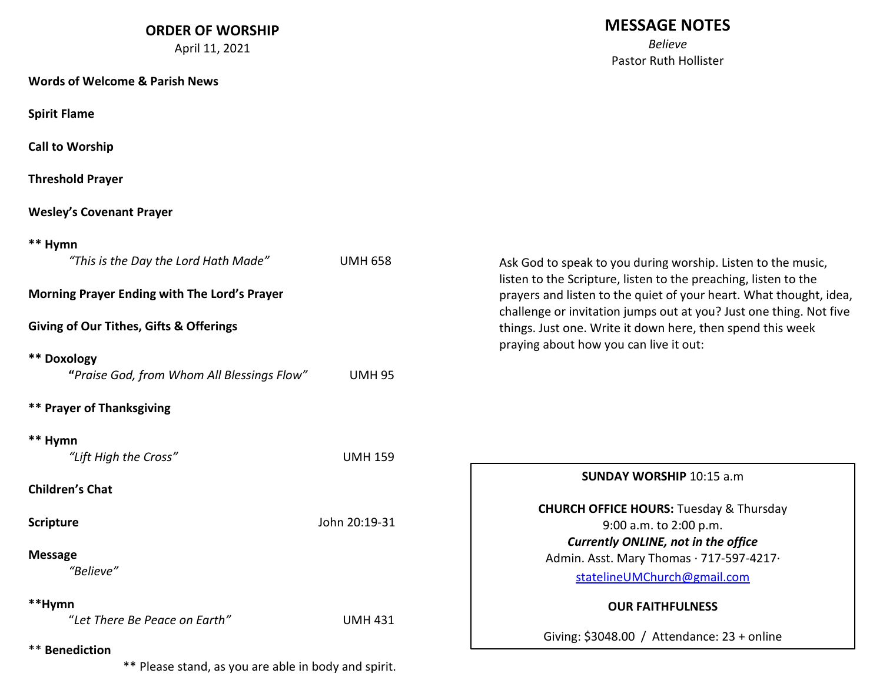## ORDER OF WORSHIP

April 11, 2021

**Words of Welcome & Parish News**

**Spirit Flame**

**Call to Worship**

**Threshold Prayer**

**Wesley's Covenant Prayer**

**** Hymn**

*"This is the Day the Lord Hath Made"* UMH 658

**Morning Prayer Ending with The Lord's Prayer**

**Giving of Our Tithes, Gifts & Offerings**

**** Doxology**

**"***Praise God, from Whom All Blessings Flow"* UMH 95

**** Prayer of Thanksgiving**

**** Hymn**

*"Lift High the Cross"* UMH 159

**Children's Chat**

**Scripture** John 20:19-31

**Message**

*"Believe"*

****Hymn**

"*Let There Be Peace on Earth"* UMH 431

** **Benediction**

** Please stand, as you are able in body and spirit.

## MESSAGE NOTES

*Believe*

Pastor Ruth Hollister

Ask God to speak to you during worship. Listen to the music, listen to the Scripture, listen to the preaching, listen to the prayers and listen to the quiet of your heart. What thought, idea, challenge or invitation jumps out at you? Just one thing. Not five things. Just one. Write it down here, then spend this week praying about how you can live it out:

**SUNDAY WORSHIP** 10:15 a.m

**CHURCH OFFICE HOURS:** Tuesday & Thursday
9:00 a.m. to 2:00 p.m.
***Currently ONLINE, not in the office***
Admin. Asst. Mary Thomas · 717-597-4217·
statelineUMChurch@gmail.com

**OUR FAITHFULNESS**

Giving: $3048.00 / Attendance: 23 + online